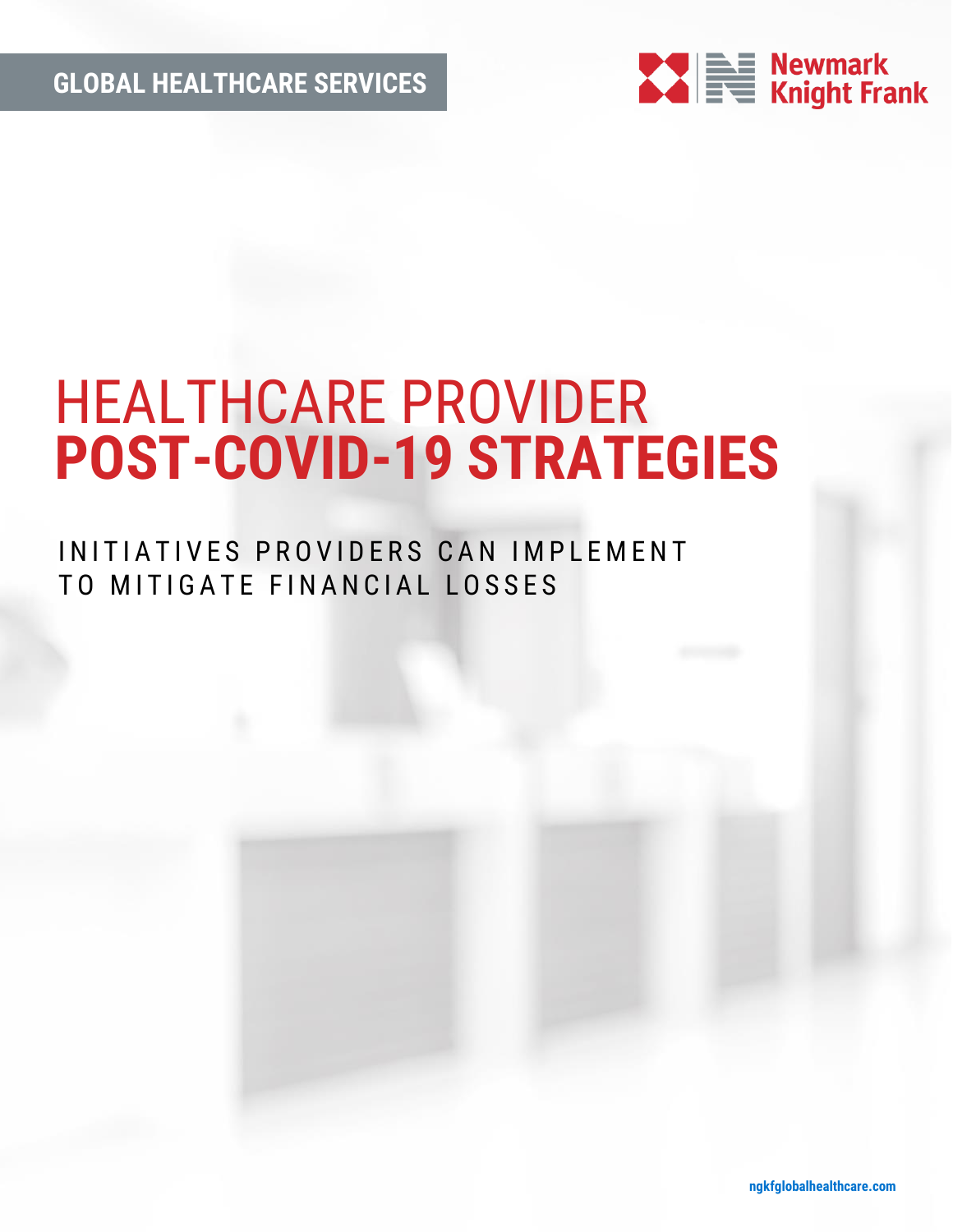GLOBAL HEALTHCARE SERVICES

Newmark Knight Frank

# HEALTHCARE PROVIDER POST-COVID-19 STRATEGIES

INITIATIVES PROVIDERS CAN IMPLEMENT TO MITIGATE FINANCIAL LOSSES

ngkfglobalhealthcare.com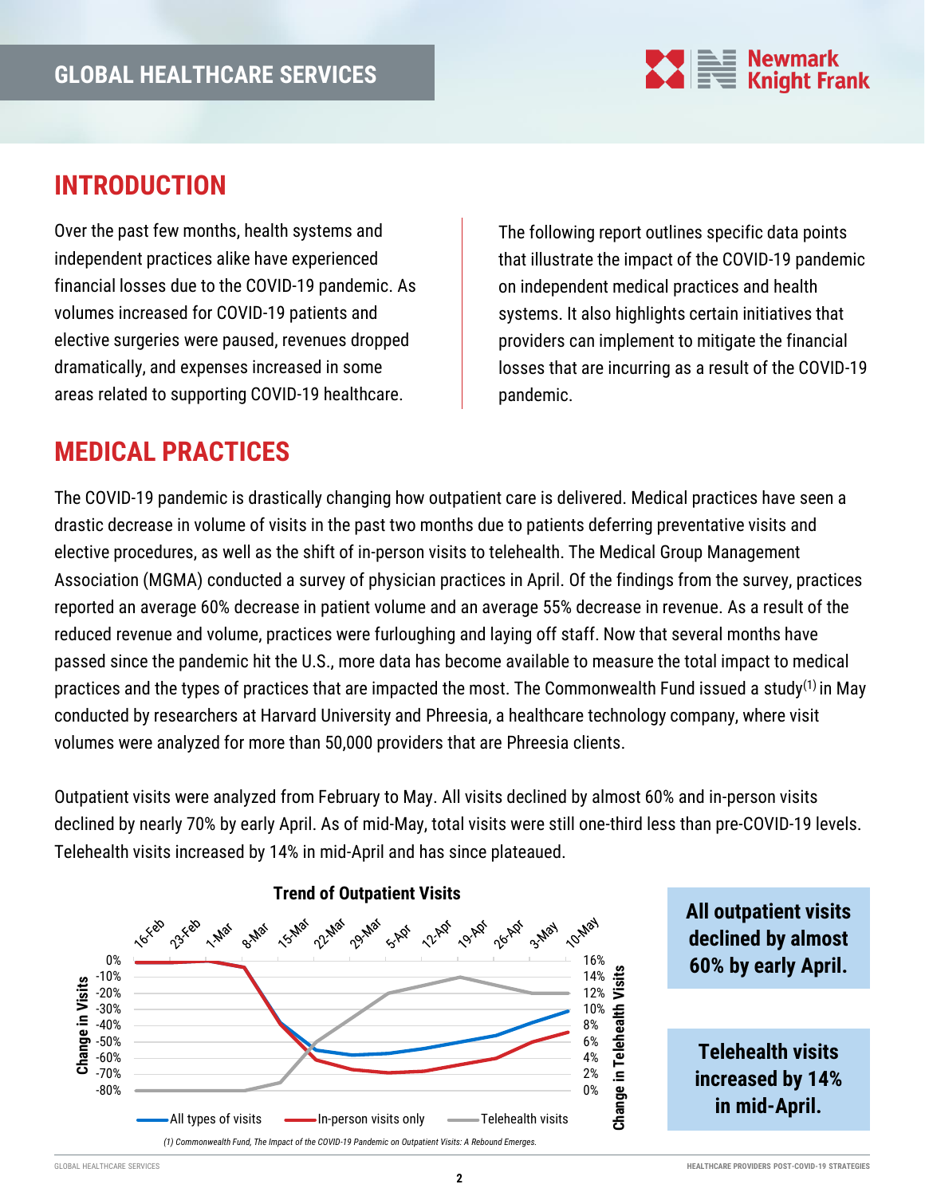## INTRODUCTION

Over the past few months, health systems and independent practices alike have experienced financial losses due to the COVID-19 pandemic. As volumes increased for COVID-19 patients and elective surgeries were paused, revenues dropped dramatically, and expenses increased in some areas related to supporting COVID-19 healthcare.

The following report outlines specific data points that illustrate the impact of the COVID-19 pandemic on independent medical practices and health systems. It also highlights certain initiatives that providers can implement to mitigate the financial losses that are incurring as a result of the COVID-19 pandemic.

## MEDICAL PRACTICES

The COVID-19 pandemic is drastically changing how outpatient care is delivered. Medical practices have seen a drastic decrease in volume of visits in the past two months due to patients deferring preventative visits and elective procedures, as well as the shift of in-person visits to telehealth. The Medical Group Management Association (MGMA) conducted a survey of physician practices in April. Of the findings from the survey, practices reported an average 60% decrease in patient volume and an average 55% decrease in revenue. As a result of the reduced revenue and volume, practices were furloughing and laying off staff. Now that several months have passed since the pandemic hit the U.S., more data has become available to measure the total impact to medical practices and the types of practices that are impacted the most. The Commonwealth Fund issued a study[1] in May conducted by researchers at Harvard University and Phreesia, a healthcare technology company, where visit volumes were analyzed for more than 50,000 providers that are Phreesia clients.

Outpatient visits were analyzed from February to May. All visits declined by almost 60% and in-person visits declined by nearly 70% by early April. As of mid-May, total visits were still one-third less than pre-COVID-19 levels. Telehealth visits increased by 14% in mid-April and has since plateaued.

**Trend of Outpatient Visits**

Legend: All types of visits; In-person visits only; Telehealth visits

*(1) Commonwealth Fund, The Impact of the COVID-19 Pandemic on Outpatient Visits: A Rebound Emerges.*

**All outpatient visits declined by almost 60% by early April.**

**Telehealth visits increased by 14% in mid-April.**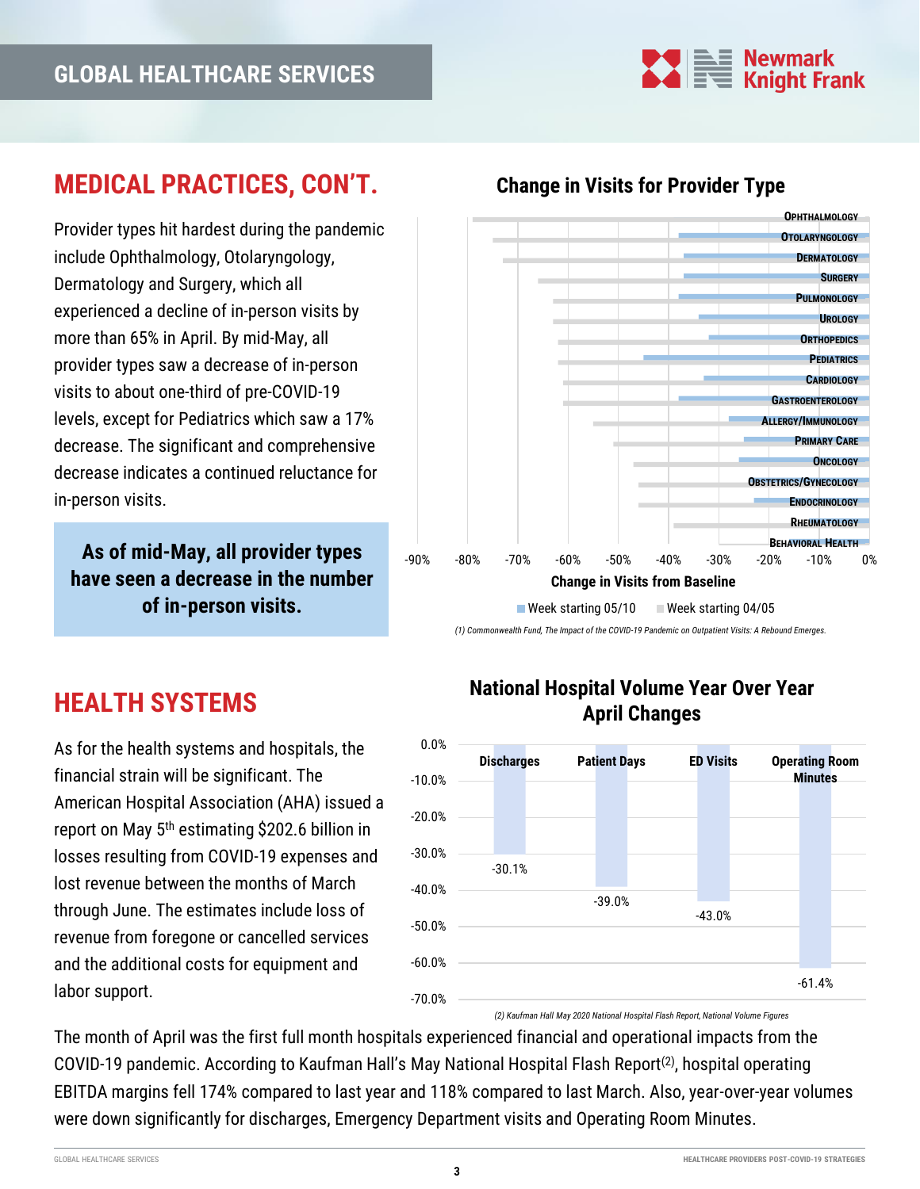# MEDICAL PRACTICES, CON'T.

Provider types hit hardest during the pandemic include Ophthalmology, Otolaryngology, Dermatology and Surgery, which all experienced a decline of in-person visits by more than 65% in April. By mid-May, all provider types saw a decrease of in-person visits to about one-third of pre-COVID-19 levels, except for Pediatrics which saw a 17% decrease. The significant and comprehensive decrease indicates a continued reluctance for in-person visits.

**As of mid-May, all provider types have seen a decrease in the number of in-person visits.**

### Change in Visits for Provider Type

Provider types shown (Change in Visits from Baseline; Week starting 05/10 and Week starting 04/05): Ophthalmology, Otolaryngology, Dermatology, Surgery, Pulmonology, Urology, Orthopedics, Pediatrics, Cardiology, Gastroenterology, Allergy/Immunology, Primary Care, Oncology, Obstetrics/Gynecology, Endocrinology, Rheumatology, Behavioral Health

*(1) Commonwealth Fund, The Impact of the COVID-19 Pandemic on Outpatient Visits: A Rebound Emerges.*

# HEALTH SYSTEMS

As for the health systems and hospitals, the financial strain will be significant. The American Hospital Association (AHA) issued a report on May 5th estimating $202.6 billion in losses resulting from COVID-19 expenses and lost revenue between the months of March through June. The estimates include loss of revenue from foregone or cancelled services and the additional costs for equipment and labor support.

### National Hospital Volume Year Over Year April Changes

| Discharges | Patient Days | ED Visits | Operating Room Minutes |
|---|---|---|---|
| -30.1% | -39.0% | -43.0% | -61.4% |

*(2) Kaufman Hall May 2020 National Hospital Flash Report, National Volume Figures*

The month of April was the first full month hospitals experienced financial and operational impacts from the COVID-19 pandemic. According to Kaufman Hall's May National Hospital Flash Report(2), hospital operating EBITDA margins fell 174% compared to last year and 118% compared to last March. Also, year-over-year volumes were down significantly for discharges, Emergency Department visits and Operating Room Minutes.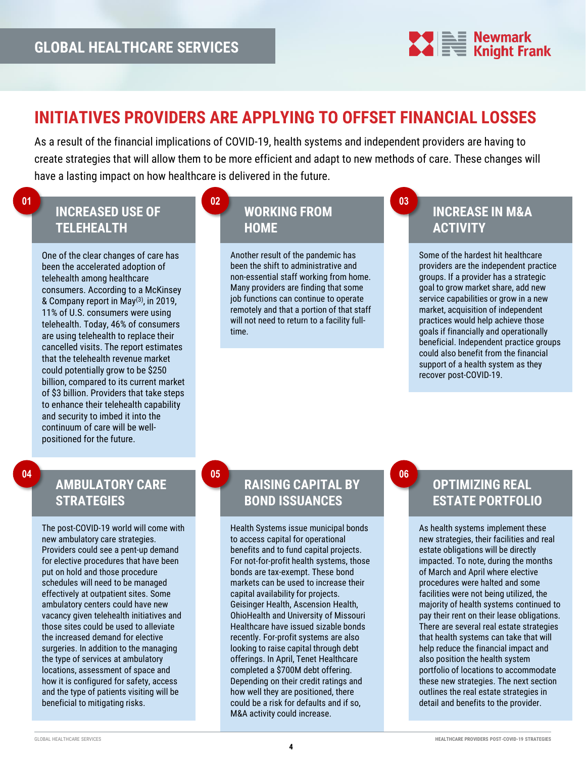## INITIATIVES PROVIDERS ARE APPLYING TO OFFSET FINANCIAL LOSSES

As a result of the financial implications of COVID-19, health systems and independent providers are having to create strategies that will allow them to be more efficient and adapt to new methods of care. These changes will have a lasting impact on how healthcare is delivered in the future.

### 01 INCREASED USE OF TELEHEALTH

One of the clear changes of care has been the accelerated adoption of telehealth among healthcare consumers. According to a McKinsey & Company report in May[3], in 2019, 11% of U.S. consumers were using telehealth. Today, 46% of consumers are using telehealth to replace their cancelled visits. The report estimates that the telehealth revenue market could potentially grow to be $250 billion, compared to its current market of $3 billion. Providers that take steps to enhance their telehealth capability and security to imbed it into the continuum of care will be well-positioned for the future.

### 02 WORKING FROM HOME

Another result of the pandemic has been the shift to administrative and non-essential staff working from home. Many providers are finding that some job functions can continue to operate remotely and that a portion of that staff will not need to return to a facility full-time.

### 03 INCREASE IN M&A ACTIVITY

Some of the hardest hit healthcare providers are the independent practice groups. If a provider has a strategic goal to grow market share, add new service capabilities or grow in a new market, acquisition of independent practices would help achieve those goals if financially and operationally beneficial. Independent practice groups could also benefit from the financial support of a health system as they recover post-COVID-19.

### 04 AMBULATORY CARE STRATEGIES

The post-COVID-19 world will come with new ambulatory care strategies. Providers could see a pent-up demand for elective procedures that have been put on hold and those procedure schedules will need to be managed effectively at outpatient sites. Some ambulatory centers could have new vacancy given telehealth initiatives and those sites could be used to alleviate the increased demand for elective surgeries. In addition to the managing the type of services at ambulatory locations, assessment of space and how it is configured for safety, access and the type of patients visiting will be beneficial to mitigating risks.

### 05 RAISING CAPITAL BY BOND ISSUANCES

Health Systems issue municipal bonds to access capital for operational benefits and to fund capital projects. For not-for-profit health systems, those bonds are tax-exempt. These bond markets can be used to increase their capital availability for projects. Geisinger Health, Ascension Health, OhioHealth and University of Missouri Healthcare have issued sizable bonds recently. For-profit systems are also looking to raise capital through debt offerings. In April, Tenet Healthcare completed a $700M debt offering. Depending on their credit ratings and how well they are positioned, there could be a risk for defaults and if so, M&A activity could increase.

### 06 OPTIMIZING REAL ESTATE PORTFOLIO

As health systems implement these new strategies, their facilities and real estate obligations will be directly impacted. To note, during the months of March and April where elective procedures were halted and some facilities were not being utilized, the majority of health systems continued to pay their rent on their lease obligations. There are several real estate strategies that health systems can take that will help reduce the financial impact and also position the health system portfolio of locations to accommodate these new strategies. The next section outlines the real estate strategies in detail and benefits to the provider.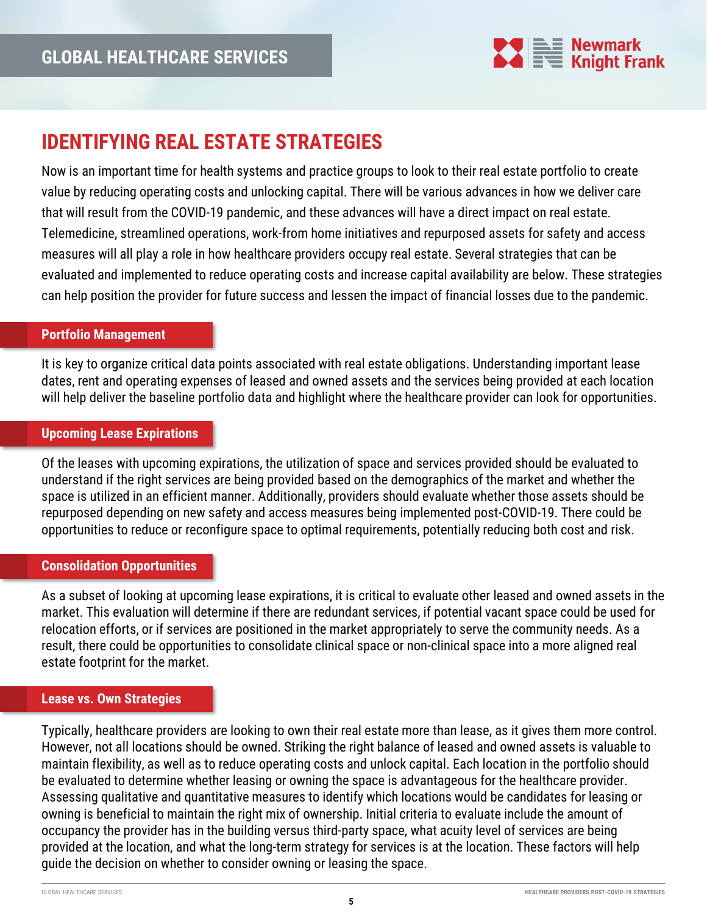# IDENTIFYING REAL ESTATE STRATEGIES

Now is an important time for health systems and practice groups to look to their real estate portfolio to create value by reducing operating costs and unlocking capital. There will be various advances in how we deliver care that will result from the COVID-19 pandemic, and these advances will have a direct impact on real estate. Telemedicine, streamlined operations, work-from home initiatives and repurposed assets for safety and access measures will all play a role in how healthcare providers occupy real estate. Several strategies that can be evaluated and implemented to reduce operating costs and increase capital availability are below. These strategies can help position the provider for future success and lessen the impact of financial losses due to the pandemic.

## Portfolio Management

It is key to organize critical data points associated with real estate obligations. Understanding important lease dates, rent and operating expenses of leased and owned assets and the services being provided at each location will help deliver the baseline portfolio data and highlight where the healthcare provider can look for opportunities.

## Upcoming Lease Expirations

Of the leases with upcoming expirations, the utilization of space and services provided should be evaluated to understand if the right services are being provided based on the demographics of the market and whether the space is utilized in an efficient manner. Additionally, providers should evaluate whether those assets should be repurposed depending on new safety and access measures being implemented post-COVID-19. There could be opportunities to reduce or reconfigure space to optimal requirements, potentially reducing both cost and risk.

## Consolidation Opportunities

As a subset of looking at upcoming lease expirations, it is critical to evaluate other leased and owned assets in the market. This evaluation will determine if there are redundant services, if potential vacant space could be used for relocation efforts, or if services are positioned in the market appropriately to serve the community needs. As a result, there could be opportunities to consolidate clinical space or non-clinical space into a more aligned real estate footprint for the market.

## Lease vs. Own Strategies

Typically, healthcare providers are looking to own their real estate more than lease, as it gives them more control. However, not all locations should be owned. Striking the right balance of leased and owned assets is valuable to maintain flexibility, as well as to reduce operating costs and unlock capital. Each location in the portfolio should be evaluated to determine whether leasing or owning the space is advantageous for the healthcare provider. Assessing qualitative and quantitative measures to identify which locations would be candidates for leasing or owning is beneficial to maintain the right mix of ownership. Initial criteria to evaluate include the amount of occupancy the provider has in the building versus third-party space, what acuity level of services are being provided at the location, and what the long-term strategy for services is at the location. These factors will help guide the decision on whether to consider owning or leasing the space.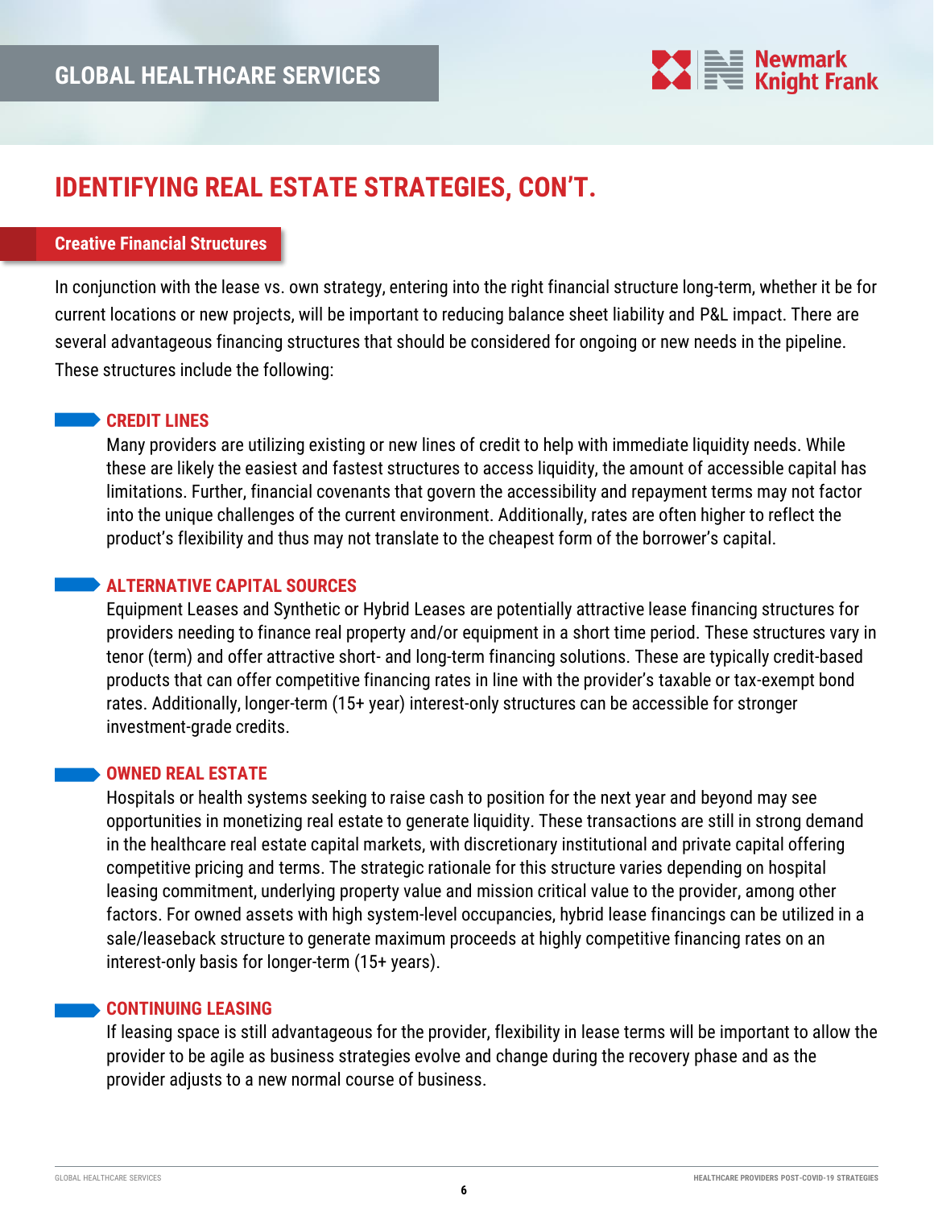# IDENTIFYING REAL ESTATE STRATEGIES, CON'T.

## Creative Financial Structures

In conjunction with the lease vs. own strategy, entering into the right financial structure long-term, whether it be for current locations or new projects, will be important to reducing balance sheet liability and P&L impact. There are several advantageous financing structures that should be considered for ongoing or new needs in the pipeline. These structures include the following:

### CREDIT LINES

Many providers are utilizing existing or new lines of credit to help with immediate liquidity needs. While these are likely the easiest and fastest structures to access liquidity, the amount of accessible capital has limitations. Further, financial covenants that govern the accessibility and repayment terms may not factor into the unique challenges of the current environment. Additionally, rates are often higher to reflect the product's flexibility and thus may not translate to the cheapest form of the borrower's capital.

### ALTERNATIVE CAPITAL SOURCES

Equipment Leases and Synthetic or Hybrid Leases are potentially attractive lease financing structures for providers needing to finance real property and/or equipment in a short time period. These structures vary in tenor (term) and offer attractive short- and long-term financing solutions. These are typically credit-based products that can offer competitive financing rates in line with the provider's taxable or tax-exempt bond rates. Additionally, longer-term (15+ year) interest-only structures can be accessible for stronger investment-grade credits.

### OWNED REAL ESTATE

Hospitals or health systems seeking to raise cash to position for the next year and beyond may see opportunities in monetizing real estate to generate liquidity. These transactions are still in strong demand in the healthcare real estate capital markets, with discretionary institutional and private capital offering competitive pricing and terms. The strategic rationale for this structure varies depending on hospital leasing commitment, underlying property value and mission critical value to the provider, among other factors. For owned assets with high system-level occupancies, hybrid lease financings can be utilized in a sale/leaseback structure to generate maximum proceeds at highly competitive financing rates on an interest-only basis for longer-term (15+ years).

### CONTINUING LEASING

If leasing space is still advantageous for the provider, flexibility in lease terms will be important to allow the provider to be agile as business strategies evolve and change during the recovery phase and as the provider adjusts to a new normal course of business.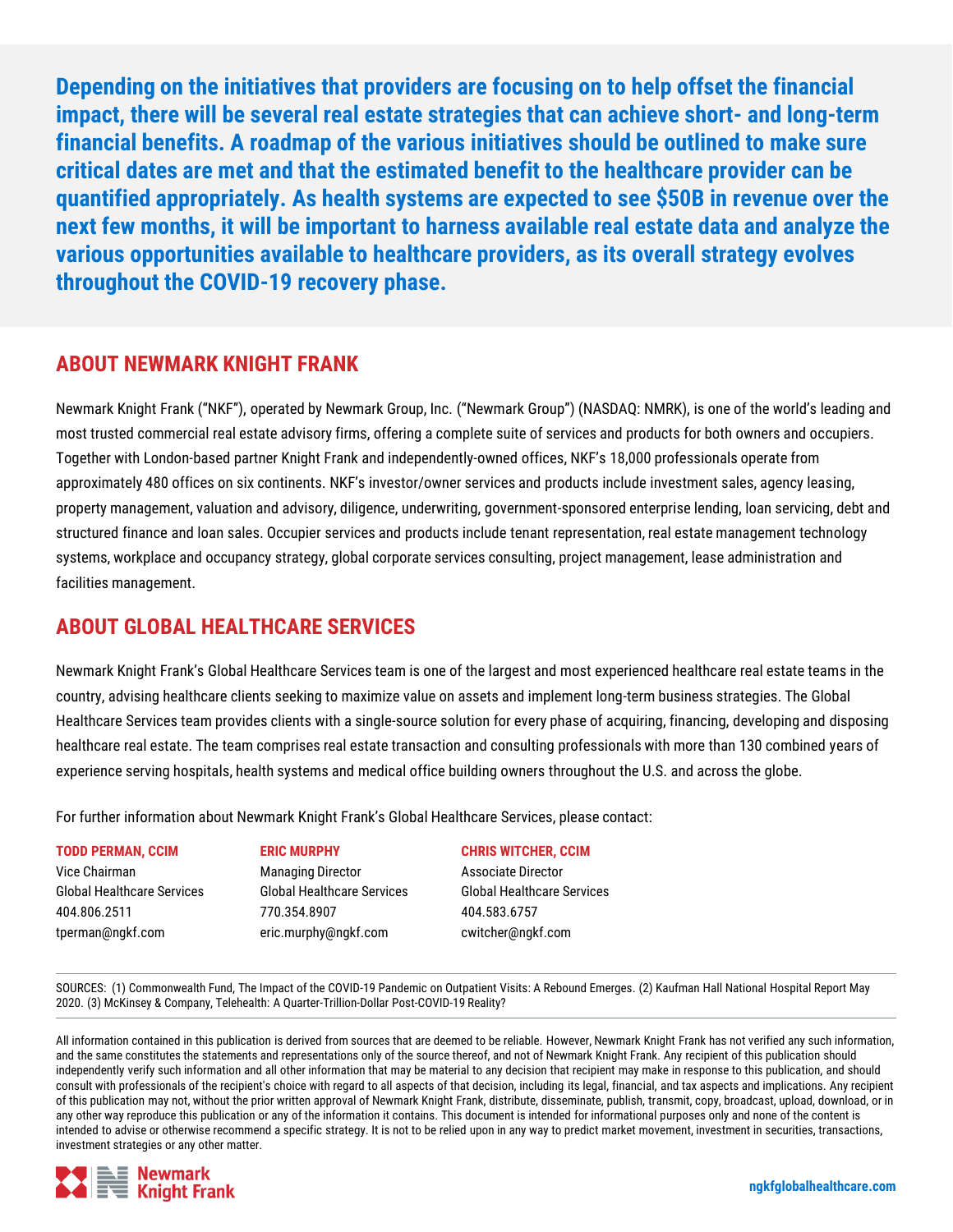**Depending on the initiatives that providers are focusing on to help offset the financial impact, there will be several real estate strategies that can achieve short- and long-term financial benefits. A roadmap of the various initiatives should be outlined to make sure critical dates are met and that the estimated benefit to the healthcare provider can be quantified appropriately. As health systems are expected to see $50B in revenue over the next few months, it will be important to harness available real estate data and analyze the various opportunities available to healthcare providers, as its overall strategy evolves throughout the COVID-19 recovery phase.**

## ABOUT NEWMARK KNIGHT FRANK

Newmark Knight Frank ("NKF"), operated by Newmark Group, Inc. ("Newmark Group") (NASDAQ: NMRK), is one of the world's leading and most trusted commercial real estate advisory firms, offering a complete suite of services and products for both owners and occupiers. Together with London-based partner Knight Frank and independently-owned offices, NKF's 18,000 professionals operate from approximately 480 offices on six continents. NKF's investor/owner services and products include investment sales, agency leasing, property management, valuation and advisory, diligence, underwriting, government-sponsored enterprise lending, loan servicing, debt and structured finance and loan sales. Occupier services and products include tenant representation, real estate management technology systems, workplace and occupancy strategy, global corporate services consulting, project management, lease administration and facilities management.

## ABOUT GLOBAL HEALTHCARE SERVICES

Newmark Knight Frank's Global Healthcare Services team is one of the largest and most experienced healthcare real estate teams in the country, advising healthcare clients seeking to maximize value on assets and implement long-term business strategies. The Global Healthcare Services team provides clients with a single-source solution for every phase of acquiring, financing, developing and disposing healthcare real estate. The team comprises real estate transaction and consulting professionals with more than 130 combined years of experience serving hospitals, health systems and medical office building owners throughout the U.S. and across the globe.

For further information about Newmark Knight Frank's Global Healthcare Services, please contact:

**TODD PERMAN, CCIM**
Vice Chairman
Global Healthcare Services
404.806.2511
tperman@ngkf.com

**ERIC MURPHY**
Managing Director
Global Healthcare Services
770.354.8907
eric.murphy@ngkf.com

**CHRIS WITCHER, CCIM**
Associate Director
Global Healthcare Services
404.583.6757
cwitcher@ngkf.com

SOURCES: (1) Commonwealth Fund, The Impact of the COVID-19 Pandemic on Outpatient Visits: A Rebound Emerges. (2) Kaufman Hall National Hospital Report May 2020. (3) McKinsey & Company, Telehealth: A Quarter-Trillion-Dollar Post-COVID-19 Reality?

All information contained in this publication is derived from sources that are deemed to be reliable. However, Newmark Knight Frank has not verified any such information, and the same constitutes the statements and representations only of the source thereof, and not of Newmark Knight Frank. Any recipient of this publication should independently verify such information and all other information that may be material to any decision that recipient may make in response to this publication, and should consult with professionals of the recipient's choice with regard to all aspects of that decision, including its legal, financial, and tax aspects and implications. Any recipient of this publication may not, without the prior written approval of Newmark Knight Frank, distribute, disseminate, publish, transmit, copy, broadcast, upload, download, or in any other way reproduce this publication or any of the information it contains. This document is intended for informational purposes only and none of the content is intended to advise or otherwise recommend a specific strategy. It is not to be relied upon in any way to predict market movement, investment in securities, transactions, investment strategies or any other matter.

Newmark Knight Frank

ngkfglobalhealthcare.com